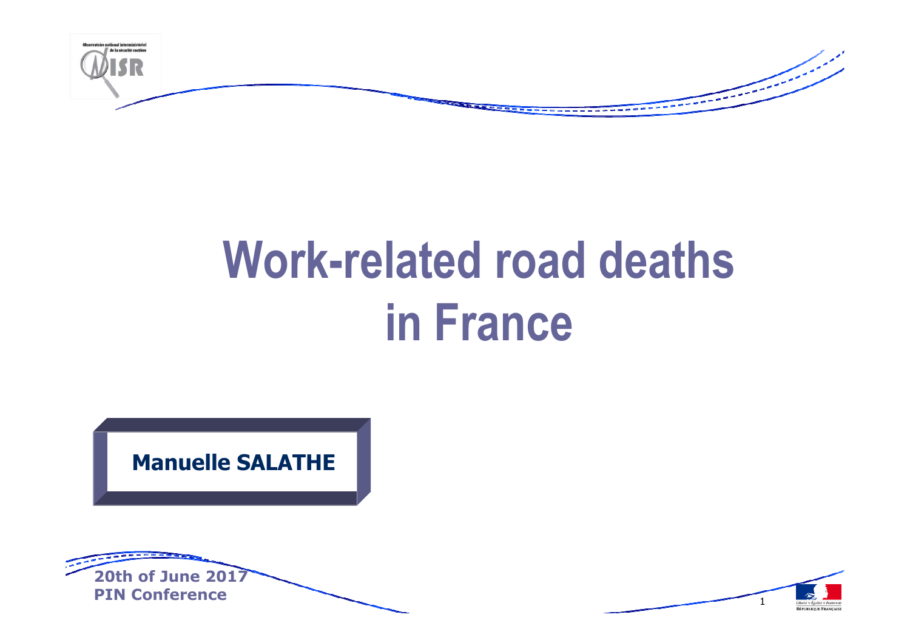# Work-related road deaths in France

**Manuelle SALATHE**

**20th of June 2017**
**PIN Conference**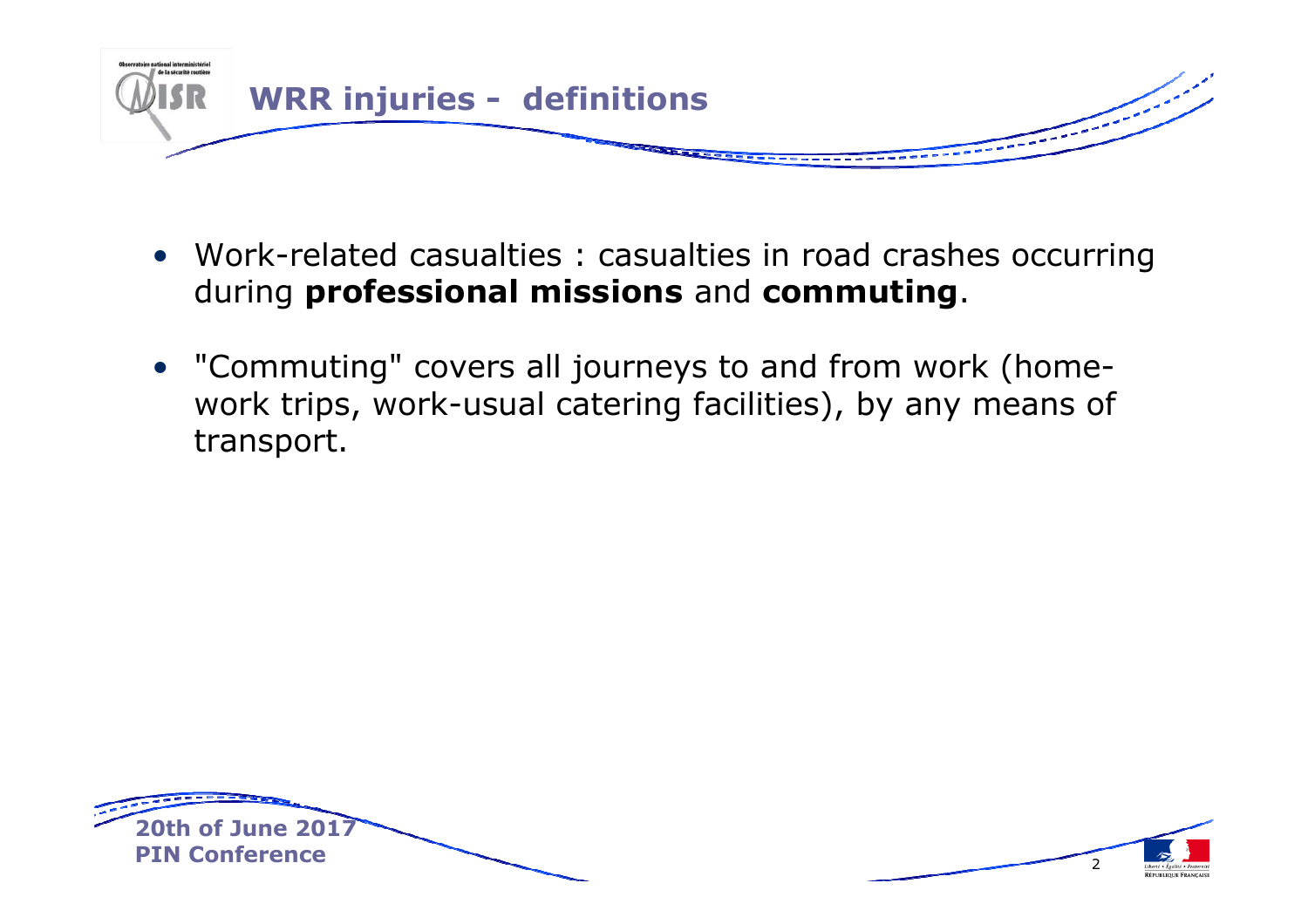# WRR injuries - definitions

- Work-related casualties : casualties in road crashes occurring during **professional missions** and **commuting**.
- "Commuting" covers all journeys to and from work (home-work trips, work-usual catering facilities), by any means of transport.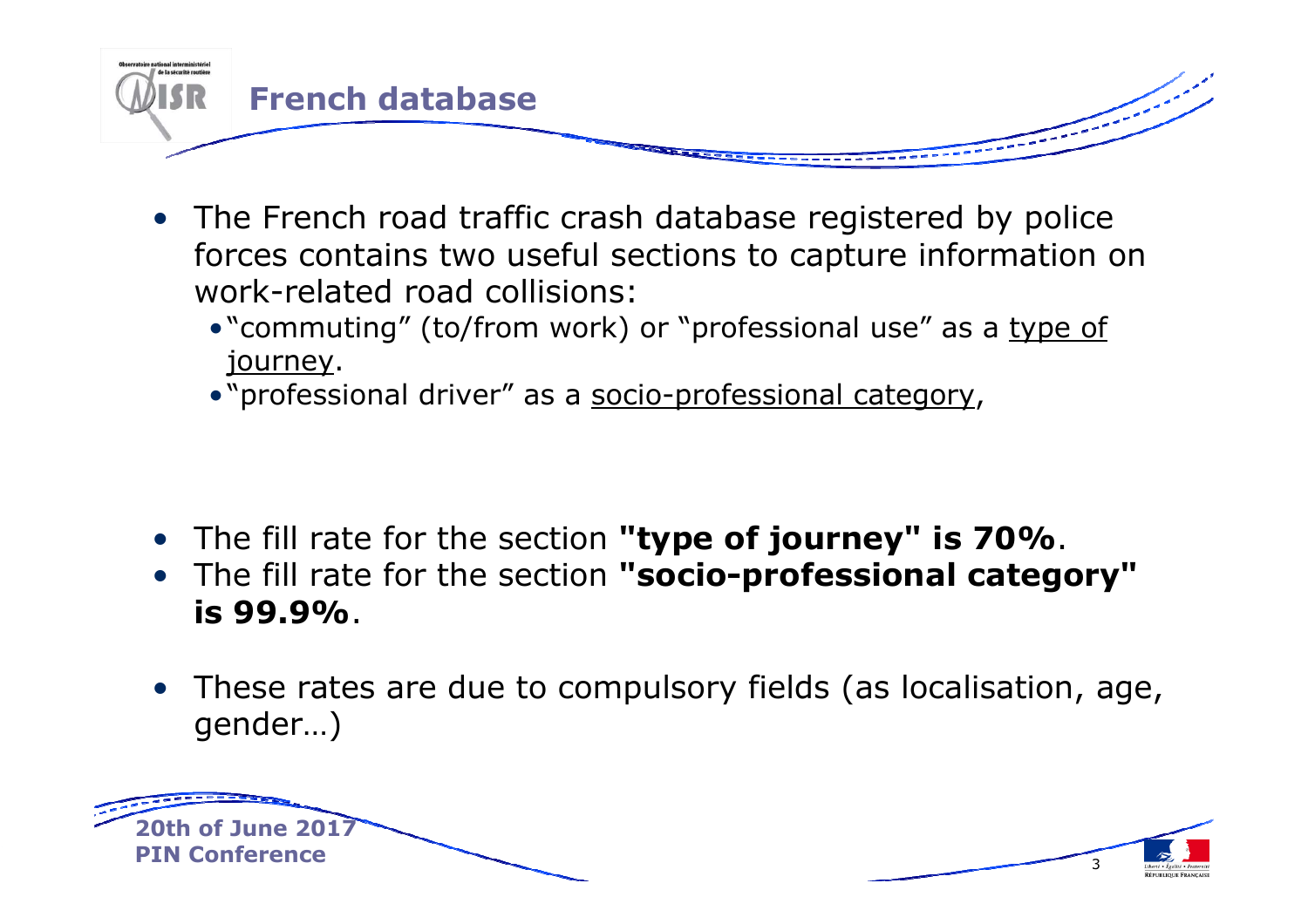# French database

- The French road traffic crash database registered by police forces contains two useful sections to capture information on work-related road collisions:
  - "commuting" (to/from work) or "professional use" as a type of journey.
  - "professional driver" as a socio-professional category,

- The fill rate for the section **"type of journey" is 70%**.
- The fill rate for the section **"socio-professional category" is 99.9%**.

- These rates are due to compulsory fields (as localisation, age, gender…)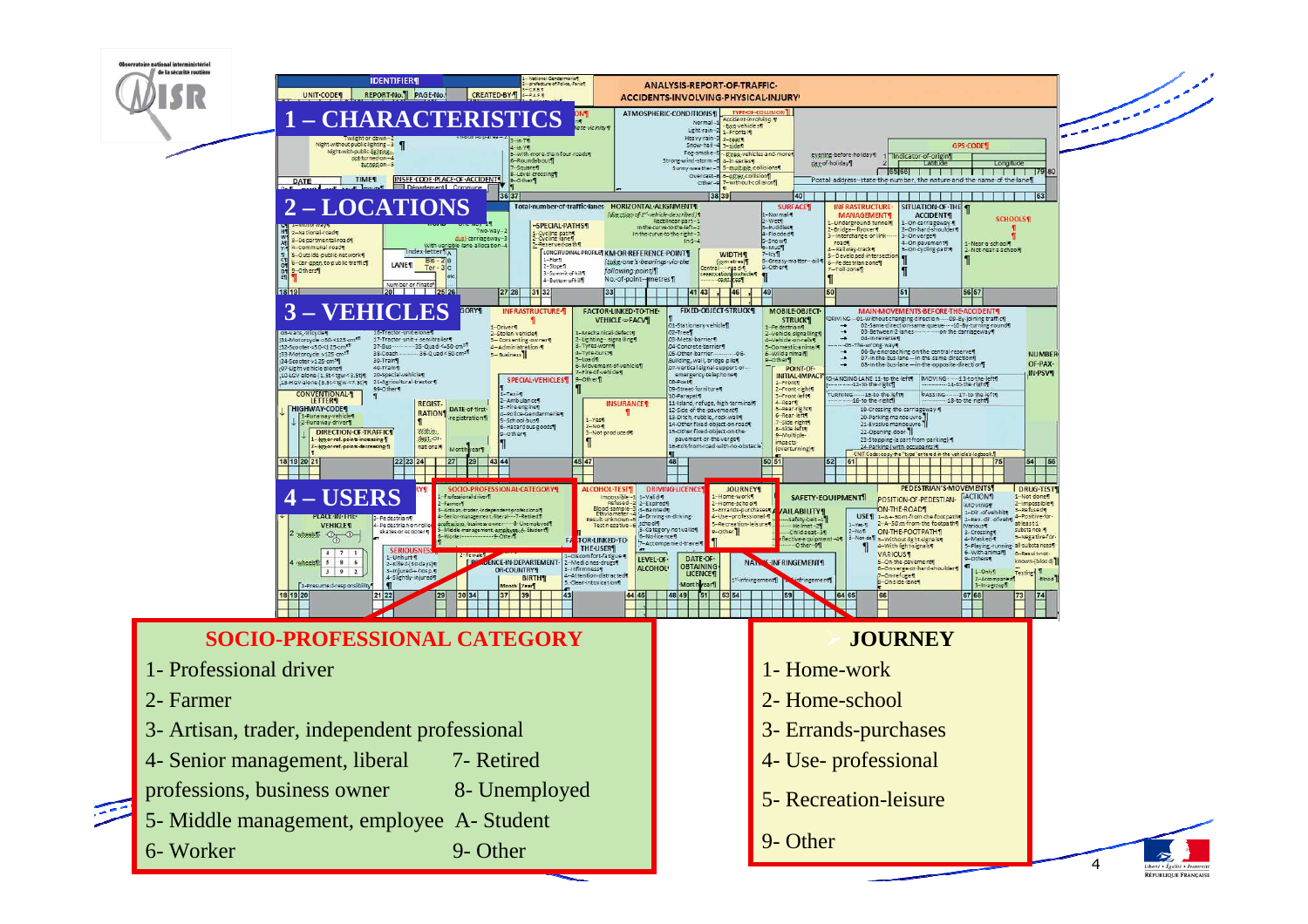# ANALYSIS REPORT OF TRAFFIC ACCIDENTS INVOLVING PHYSICAL INJURY

## 1 – CHARACTERISTICS

## 2 – LOCATIONS

## 3 – VEHICLES

## 4 – USERS

### SOCIO-PROFESSIONAL CATEGORY

1- Professional driver

2- Farmer

3- Artisan, trader, independent professional

4- Senior management, liberal professions, business owner

5- Middle management, employee

6- Worker

7- Retired

8- Unemployed

A- Student

9- Other

### JOURNEY

1- Home-work

2- Home-school

3- Errands-purchases

4- Use- professional

5- Recreation-leisure

9- Other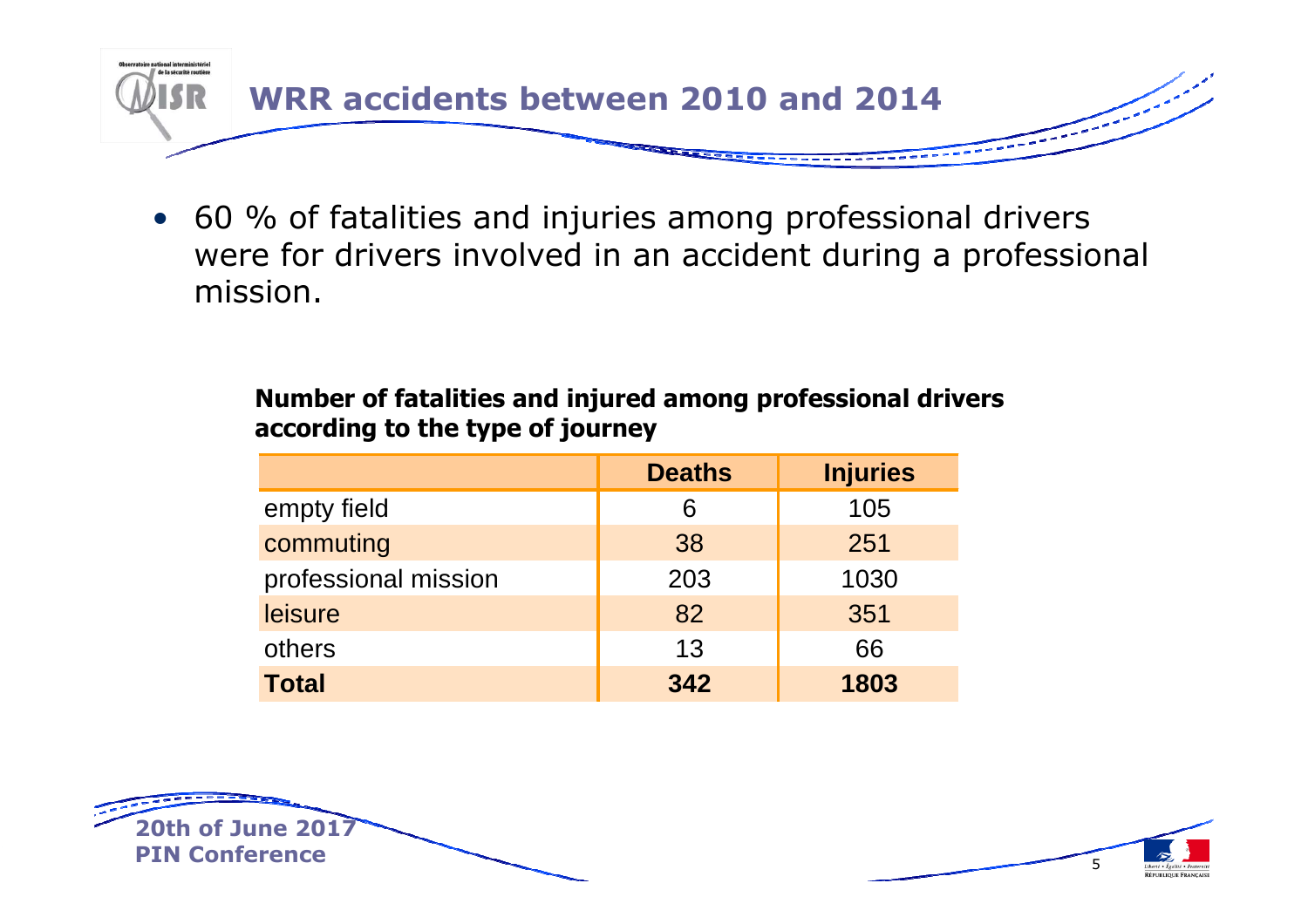# WRR accidents between 2010 and 2014

- 60 % of fatalities and injuries among professional drivers were for drivers involved in an accident during a professional mission.

**Number of fatalities and injured among professional drivers according to the type of journey**

| | Deaths | Injuries |
|---|---|---|
| empty field | 6 | 105 |
| commuting | 38 | 251 |
| professional mission | 203 | 1030 |
| leisure | 82 | 351 |
| others | 13 | 66 |
| **Total** | **342** | **1803** |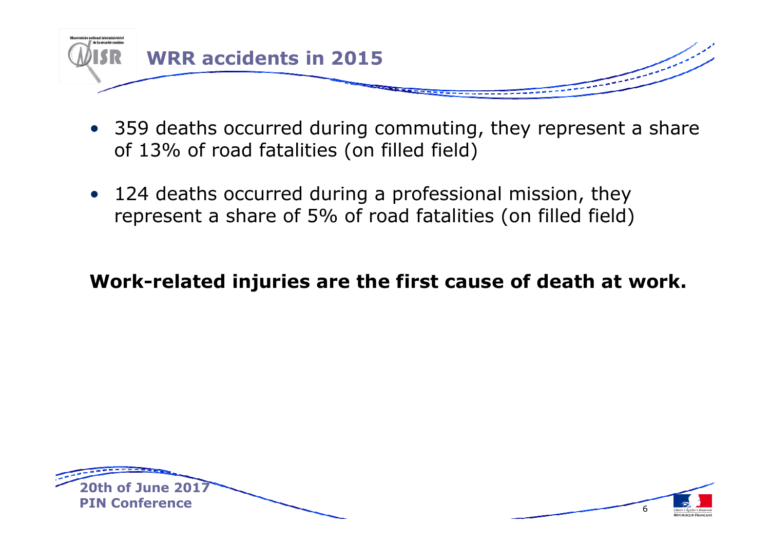# WRR accidents in 2015

- 359 deaths occurred during commuting, they represent a share of 13% of road fatalities (on filled field)
- 124 deaths occurred during a professional mission, they represent a share of 5% of road fatalities (on filled field)

**Work-related injuries are the first cause of death at work.**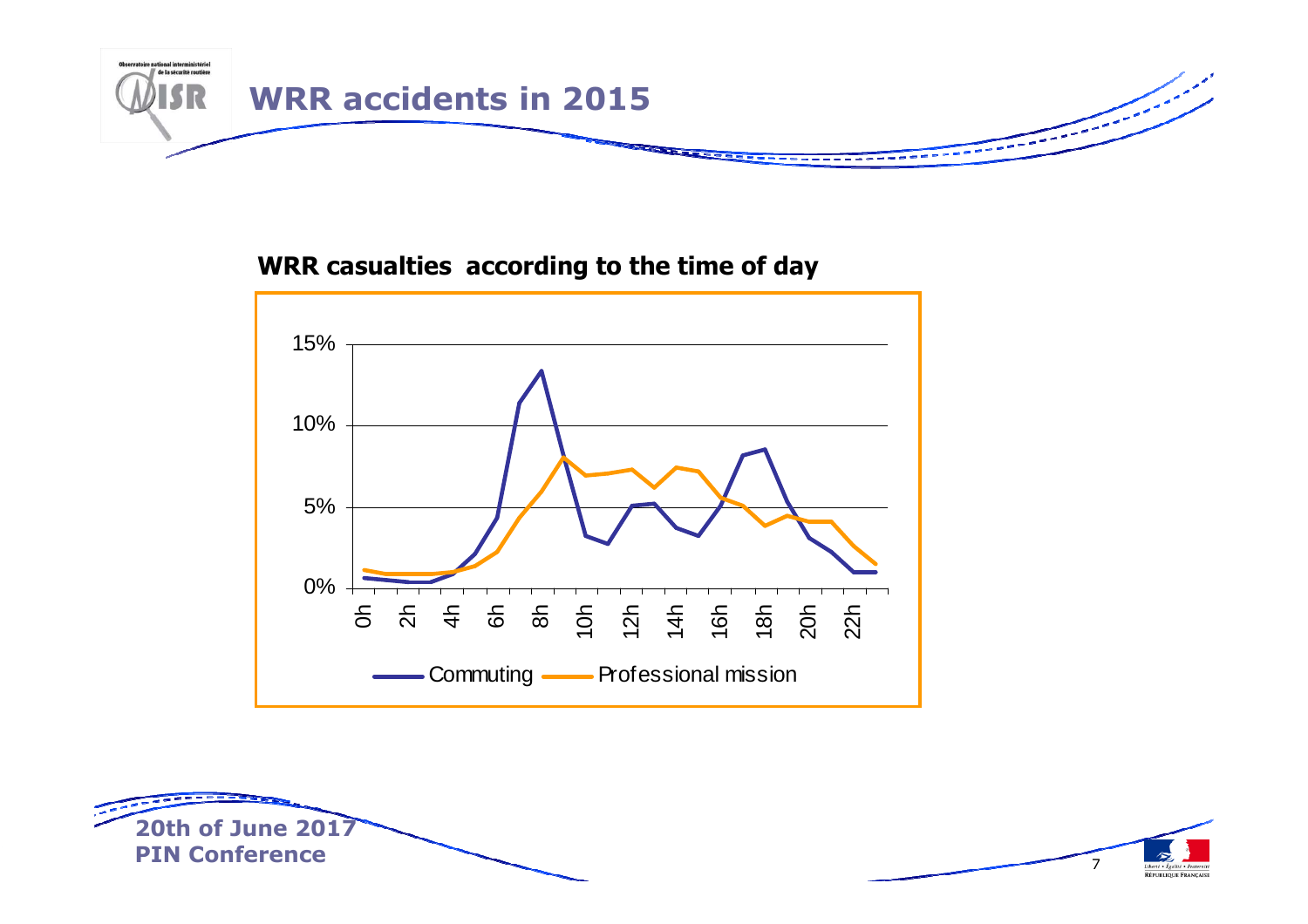# WRR accidents in 2015

**WRR casualties according to the time of day**

15%

10%

5%

0%

0h 2h 4h 6h 8h 10h 12h 14h 16h 18h 20h 22h

Commuting — Professional mission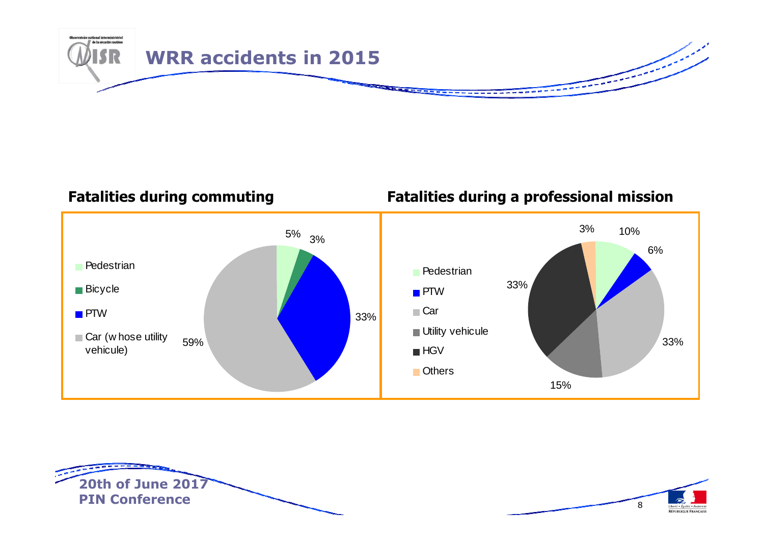# WRR accidents in 2015

## Fatalities during commuting

| Category | Share |
| --- | --- |
| Pedestrian | 5% |
| Bicycle | 3% |
| PTW | 33% |
| Car (w hose utility vehicule) | 59% |

## Fatalities during a professional mission

| Category | Share |
| --- | --- |
| Pedestrian | 10% |
| PTW | 6% |
| Car | 33% |
| Utility vehicule | 15% |
| HGV | 33% |
| Others | 3% |

**20th of June 2017**
**PIN Conference**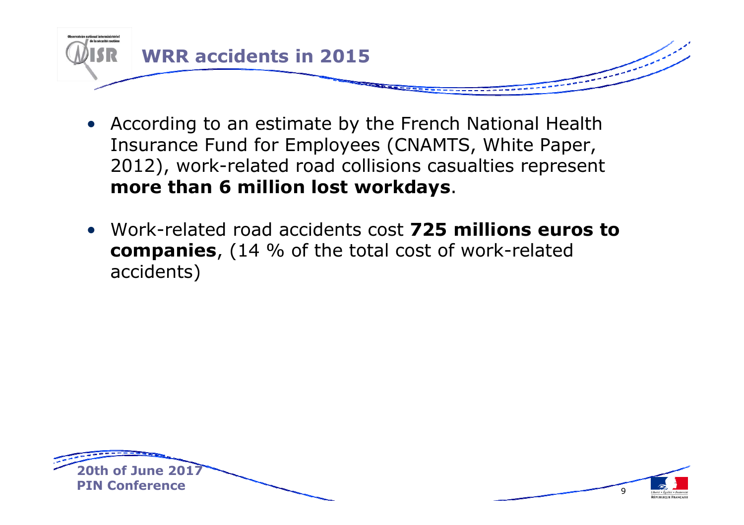# WRR accidents in 2015

- According to an estimate by the French National Health Insurance Fund for Employees (CNAMTS, White Paper, 2012), work-related road collisions casualties represent **more than 6 million lost workdays**.

- Work-related road accidents cost **725 millions euros to companies**, (14 % of the total cost of work-related accidents)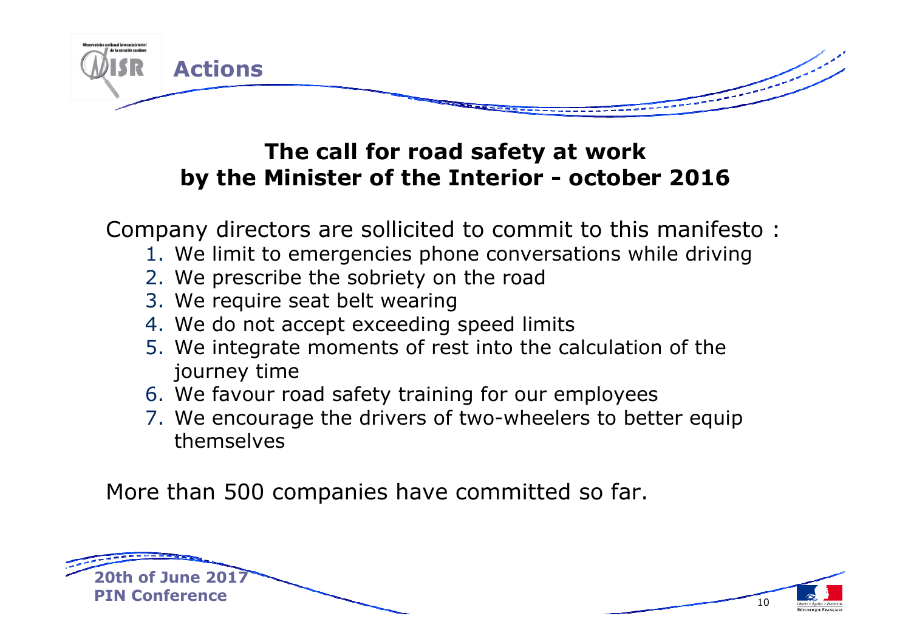# Actions

## The call for road safety at work by the Minister of the Interior - october 2016

Company directors are sollicited to commit to this manifesto :

1. We limit to emergencies phone conversations while driving
2. We prescribe the sobriety on the road
3. We require seat belt wearing
4. We do not accept exceeding speed limits
5. We integrate moments of rest into the calculation of the journey time
6. We favour road safety training for our employees
7. We encourage the drivers of two-wheelers to better equip themselves

More than 500 companies have committed so far.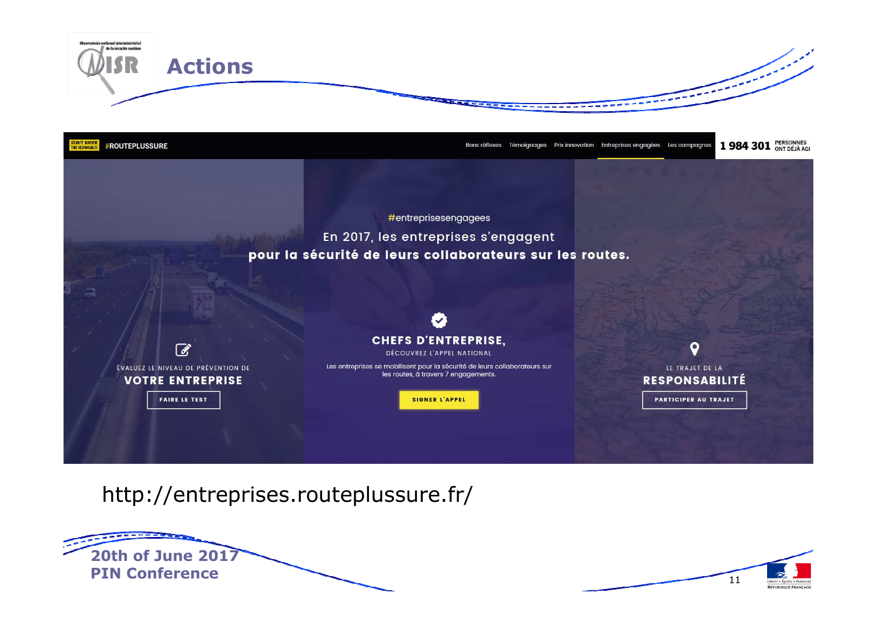# Actions

#ROUTEPLUSSURE

Bons réflexes | Témoignages | Prix innovation | Entreprises engagées | Les campagnes

1 984 301 PERSONNES ONT DÉJÀ AGI

#entreprisesengagees

En 2017, les entreprises s'engagent **pour la sécurité de leurs collaborateurs sur les routes.**

ÉVALUEZ LE NIVEAU DE PRÉVENTION DE **VOTRE ENTREPRISE**

FAIRE LE TEST

**CHEFS D'ENTREPRISE,**

DÉCOUVREZ L'APPEL NATIONAL

Les entreprises se mobilisent pour la sécurité de leurs collaborateurs sur les routes, à travers 7 engagements.

SIGNER L'APPEL

LE TRAJET DE LA **RESPONSABILITÉ**

PARTICIPER AU TRAJET

http://entreprises.routeplussure.fr/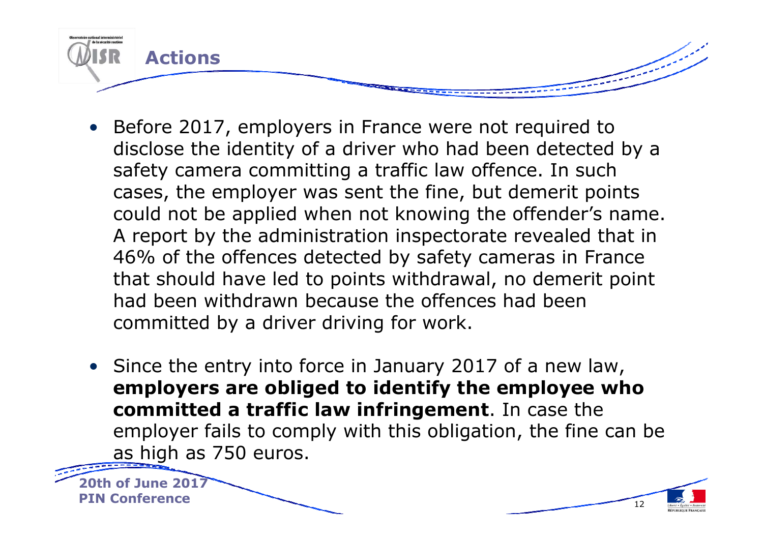# Actions

- Before 2017, employers in France were not required to disclose the identity of a driver who had been detected by a safety camera committing a traffic law offence. In such cases, the employer was sent the fine, but demerit points could not be applied when not knowing the offender's name. A report by the administration inspectorate revealed that in 46% of the offences detected by safety cameras in France that should have led to points withdrawal, no demerit point had been withdrawn because the offences had been committed by a driver driving for work.
- Since the entry into force in January 2017 of a new law, **employers are obliged to identify the employee who committed a traffic law infringement**. In case the employer fails to comply with this obligation, the fine can be as high as 750 euros.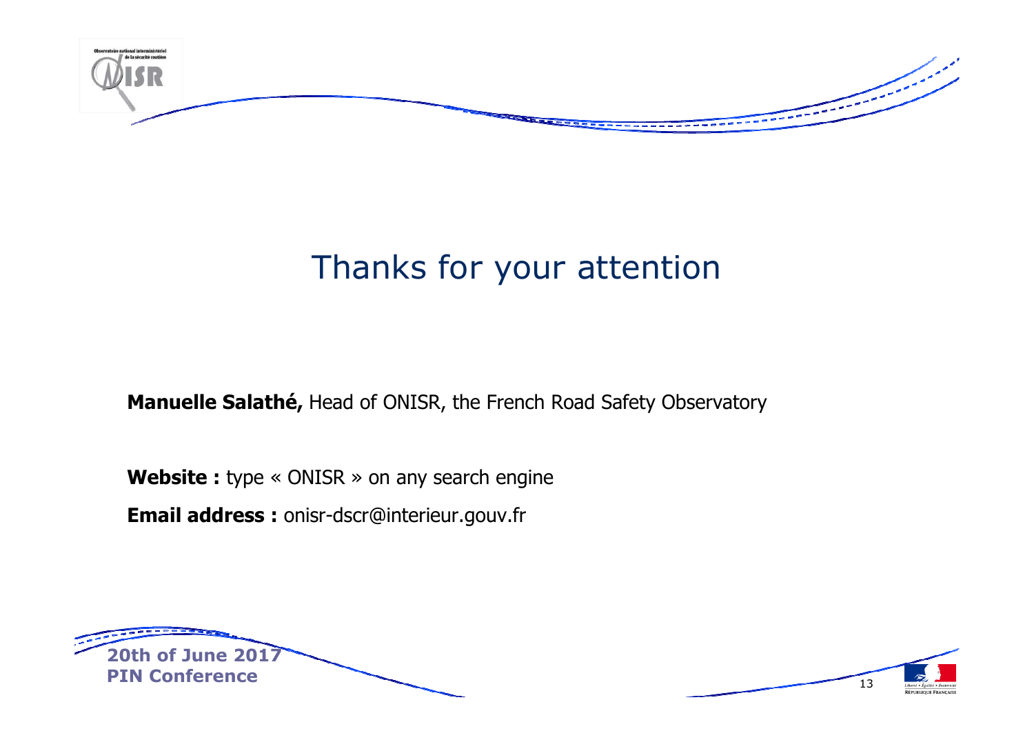# Thanks for your attention

**Manuelle Salathé,** Head of ONISR, the French Road Safety Observatory

**Website :** type « ONISR » on any search engine

**Email address :** onisr-dscr@interieur.gouv.fr